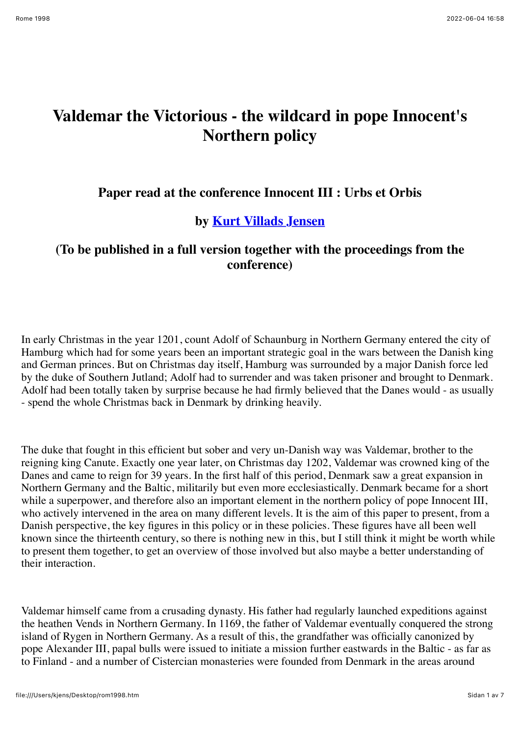# Valdemar the Victorious - the wildcard in pope Innocent's Northern policy

### Paper read at the conference Innocent III : Urbs et Orbis

### by Kurt Villads Jensen

### (To be published in a full version together with the proceedings from the conference)

In early Christmas in the year 1201, count Adolf of Schaunburg in Northern Germany entered the city of Hamburg which had for some years been an important strategic goal in the wars between the Danish king and German princes. But on Christmas day itself, Hamburg was surrounded by a major Danish force led by the duke of Southern Jutland; Adolf had to surrender and was taken prisoner and brought to Denmark. Adolf had been totally taken by surprise because he had firmly believed that the Danes would - as usually - spend the whole Christmas back in Denmark by drinking heavily.

The duke that fought in this efficient but sober and very un-Danish way was Valdemar, brother to the reigning king Canute. Exactly one year later, on Christmas day 1202, Valdemar was crowned king of the Danes and came to reign for 39 years. In the first half of this period, Denmark saw a great expansion in Northern Germany and the Baltic, militarily but even more ecclesiastically. Denmark became for a short while a superpower, and therefore also an important element in the northern policy of pope Innocent III, who actively intervened in the area on many different levels. It is the aim of this paper to present, from a Danish perspective, the key figures in this policy or in these policies. These figures have all been well known since the thirteenth century, so there is nothing new in this, but I still think it might be worth while to present them together, to get an overview of those involved but also maybe a better understanding of their interaction.

Valdemar himself came from a crusading dynasty. His father had regularly launched expeditions against the heathen Vends in Northern Germany. In 1169, the father of Valdemar eventually conquered the strong island of Rygen in Northern Germany. As a result of this, the grandfather was officially canonized by pope Alexander III, papal bulls were issued to initiate a mission further eastwards in the Baltic - as far as to Finland - and a number of Cistercian monasteries were founded from Denmark in the areas around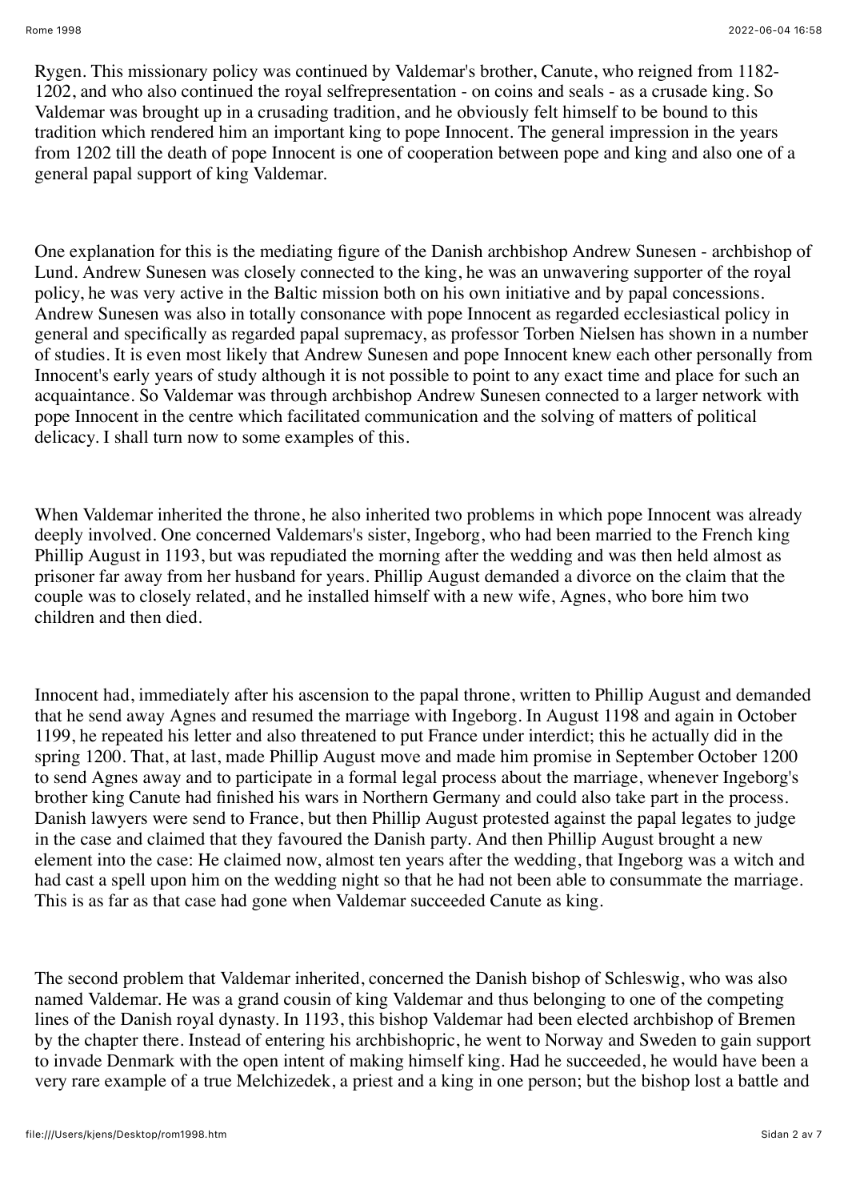Rygen. This missionary policy was continued by Valdemar's brother, Canute, who reigned from 1182-1202, and who also continued the royal selfrepresentation - on coins and seals - as a crusade king. So Valdemar was brought up in a crusading tradition, and he obviously felt himself to be bound to this tradition which rendered him an important king to pope Innocent. The general impression in the years from 1202 till the death of pope Innocent is one of cooperation between pope and king and also one of a general papal support of king Valdemar.

One explanation for this is the mediating figure of the Danish archbishop Andrew Sunesen - archbishop of Lund. Andrew Sunesen was closely connected to the king, he was an unwavering supporter of the royal policy, he was very active in the Baltic mission both on his own initiative and by papal concessions. Andrew Sunesen was also in totally consonance with pope Innocent as regarded ecclesiastical policy in general and specifically as regarded papal supremacy, as professor Torben Nielsen has shown in a number of studies. It is even most likely that Andrew Sunesen and pope Innocent knew each other personally from Innocent's early years of study although it is not possible to point to any exact time and place for such an acquaintance. So Valdemar was through archbishop Andrew Sunesen connected to a larger network with pope Innocent in the centre which facilitated communication and the solving of matters of political delicacy. I shall turn now to some examples of this.

When Valdemar inherited the throne, he also inherited two problems in which pope Innocent was already deeply involved. One concerned Valdemars's sister, Ingeborg, who had been married to the French king Phillip August in 1193, but was repudiated the morning after the wedding and was then held almost as prisoner far away from her husband for years. Phillip August demanded a divorce on the claim that the couple was to closely related, and he installed himself with a new wife, Agnes, who bore him two children and then died.

Innocent had, immediately after his ascension to the papal throne, written to Phillip August and demanded that he send away Agnes and resumed the marriage with Ingeborg. In August 1198 and again in October 1199, he repeated his letter and also threatened to put France under interdict; this he actually did in the spring 1200. That, at last, made Phillip August move and made him promise in September October 1200 to send Agnes away and to participate in a formal legal process about the marriage, whenever Ingeborg's brother king Canute had finished his wars in Northern Germany and could also take part in the process. Danish lawyers were send to France, but then Phillip August protested against the papal legates to judge in the case and claimed that they favoured the Danish party. And then Phillip August brought a new element into the case: He claimed now, almost ten years after the wedding, that Ingeborg was a witch and had cast a spell upon him on the wedding night so that he had not been able to consummate the marriage. This is as far as that case had gone when Valdemar succeeded Canute as king.

The second problem that Valdemar inherited, concerned the Danish bishop of Schleswig, who was also named Valdemar. He was a grand cousin of king Valdemar and thus belonging to one of the competing lines of the Danish royal dynasty. In 1193, this bishop Valdemar had been elected archbishop of Bremen by the chapter there. Instead of entering his archbishopric, he went to Norway and Sweden to gain support to invade Denmark with the open intent of making himself king. Had he succeeded, he would have been a very rare example of a true Melchizedek, a priest and a king in one person; but the bishop lost a battle and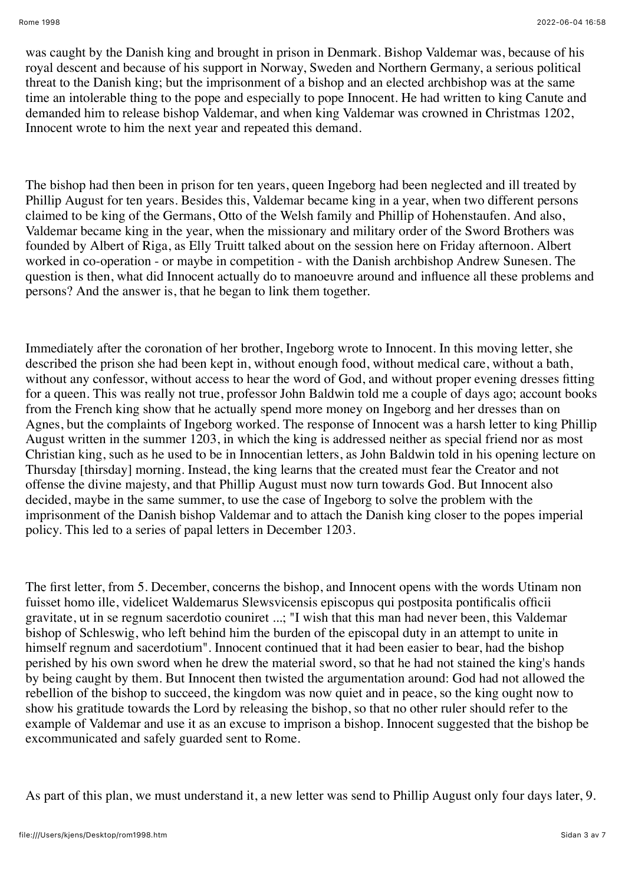was caught by the Danish king and brought in prison in Denmark. Bishop Valdemar was, because of his royal descent and because of his support in Norway, Sweden and Northern Germany, a serious political threat to the Danish king; but the imprisonment of a bishop and an elected archbishop was at the same time an intolerable thing to the pope and especially to pope Innocent. He had written to king Canute and demanded him to release bishop Valdemar, and when king Valdemar was crowned in Christmas 1202, Innocent wrote to him the next year and repeated this demand.

The bishop had then been in prison for ten years, queen Ingeborg had been neglected and ill treated by Phillip August for ten years. Besides this, Valdemar became king in a year, when two different persons claimed to be king of the Germans, Otto of the Welsh family and Phillip of Hohenstaufen. And also, Valdemar became king in the year, when the missionary and military order of the Sword Brothers was founded by Albert of Riga, as Elly Truitt talked about on the session here on Friday afternoon. Albert worked in co-operation - or maybe in competition - with the Danish archbishop Andrew Sunesen. The question is then, what did Innocent actually do to manoeuvre around and influence all these problems and persons? And the answer is, that he began to link them together.

Immediately after the coronation of her brother, Ingeborg wrote to Innocent. In this moving letter, she described the prison she had been kept in, without enough food, without medical care, without a bath, without any confessor, without access to hear the word of God, and without proper evening dresses fitting for a queen. This was really not true, professor John Baldwin told me a couple of days ago; account books from the French king show that he actually spend more money on Ingeborg and her dresses than on Agnes, but the complaints of Ingeborg worked. The response of Innocent was a harsh letter to king Phillip August written in the summer 1203, in which the king is addressed neither as special friend nor as most Christian king, such as he used to be in Innocentian letters, as John Baldwin told in his opening lecture on Thursday [thirsday] morning. Instead, the king learns that the created must fear the Creator and not offense the divine majesty, and that Phillip August must now turn towards God. But Innocent also decided, maybe in the same summer, to use the case of Ingeborg to solve the problem with the imprisonment of the Danish bishop Valdemar and to attach the Danish king closer to the popes imperial policy. This led to a series of papal letters in December 1203.

The first letter, from 5. December, concerns the bishop, and Innocent opens with the words Utinam non fuisset homo ille, videlicet Waldemarus Slewsvicensis episcopus qui postposita pontificalis officii gravitate, ut in se regnum sacerdotio couniret ...; "I wish that this man had never been, this Valdemar bishop of Schleswig, who left behind him the burden of the episcopal duty in an attempt to unite in himself regnum and sacerdotium". Innocent continued that it had been easier to bear, had the bishop perished by his own sword when he drew the material sword, so that he had not stained the king's hands by being caught by them. But Innocent then twisted the argumentation around: God had not allowed the rebellion of the bishop to succeed, the kingdom was now quiet and in peace, so the king ought now to show his gratitude towards the Lord by releasing the bishop, so that no other ruler should refer to the example of Valdemar and use it as an excuse to imprison a bishop. Innocent suggested that the bishop be excommunicated and safely guarded sent to Rome.

As part of this plan, we must understand it, a new letter was send to Phillip August only four days later, 9.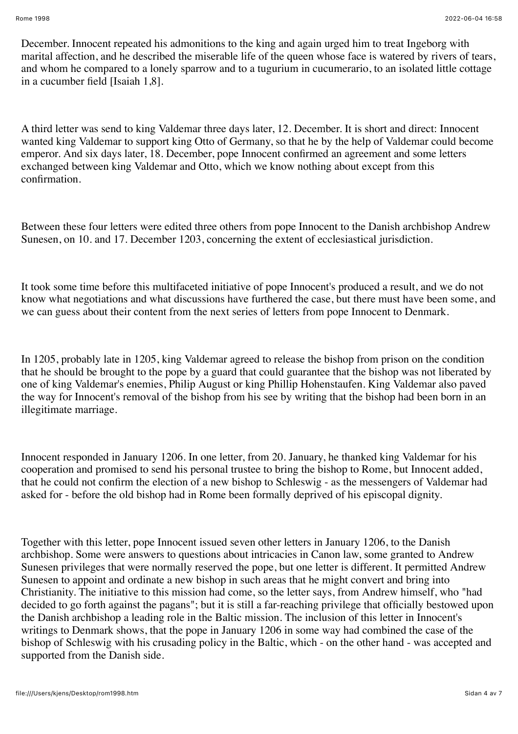December. Innocent repeated his admonitions to the king and again urged him to treat Ingeborg with marital affection, and he described the miserable life of the queen whose face is watered by rivers of tears, and whom he compared to a lonely sparrow and to a tugurium in cucumerario, to an isolated little cottage in a cucumber field [Isaiah 1,8].

A third letter was send to king Valdemar three days later, 12. December. It is short and direct: Innocent wanted king Valdemar to support king Otto of Germany, so that he by the help of Valdemar could become emperor. And six days later, 18. December, pope Innocent confirmed an agreement and some letters exchanged between king Valdemar and Otto, which we know nothing about except from this confirmation.

Between these four letters were edited three others from pope Innocent to the Danish archbishop Andrew Sunesen, on 10. and 17. December 1203, concerning the extent of ecclesiastical jurisdiction.

It took some time before this multifaceted initiative of pope Innocent's produced a result, and we do not know what negotiations and what discussions have furthered the case, but there must have been some, and we can guess about their content from the next series of letters from pope Innocent to Denmark.

In 1205, probably late in 1205, king Valdemar agreed to release the bishop from prison on the condition that he should be brought to the pope by a guard that could guarantee that the bishop was not liberated by one of king Valdemar's enemies, Philip August or king Phillip Hohenstaufen. King Valdemar also paved the way for Innocent's removal of the bishop from his see by writing that the bishop had been born in an illegitimate marriage.

Innocent responded in January 1206. In one letter, from 20. January, he thanked king Valdemar for his cooperation and promised to send his personal trustee to bring the bishop to Rome, but Innocent added, that he could not confirm the election of a new bishop to Schleswig - as the messengers of Valdemar had asked for - before the old bishop had in Rome been formally deprived of his episcopal dignity.

Together with this letter, pope Innocent issued seven other letters in January 1206, to the Danish archbishop. Some were answers to questions about intricacies in Canon law, some granted to Andrew Sunesen privileges that were normally reserved the pope, but one letter is different. It permitted Andrew Sunesen to appoint and ordinate a new bishop in such areas that he might convert and bring into Christianity. The initiative to this mission had come, so the letter says, from Andrew himself, who "had decided to go forth against the pagans"; but it is still a far-reaching privilege that officially bestowed upon the Danish archbishop a leading role in the Baltic mission. The inclusion of this letter in Innocent's writings to Denmark shows, that the pope in January 1206 in some way had combined the case of the bishop of Schleswig with his crusading policy in the Baltic, which - on the other hand - was accepted and supported from the Danish side.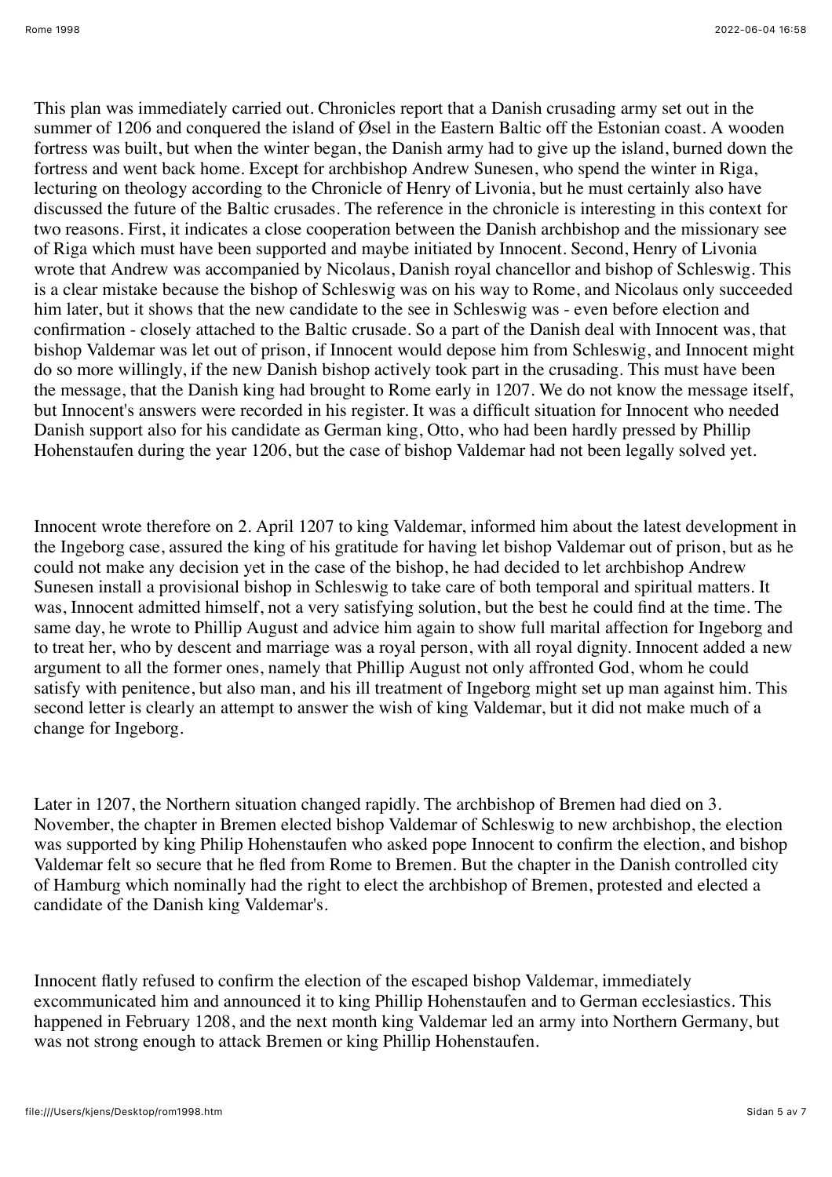This plan was immediately carried out. Chronicles report that a Danish crusading army set out in the summer of 1206 and conquered the island of Øsel in the Eastern Baltic off the Estonian coast. A wooden fortress was built, but when the winter began, the Danish army had to give up the island, burned down the fortress and went back home. Except for archbishop Andrew Sunesen, who spend the winter in Riga, lecturing on theology according to the Chronicle of Henry of Livonia, but he must certainly also have discussed the future of the Baltic crusades. The reference in the chronicle is interesting in this context for two reasons. First, it indicates a close cooperation between the Danish archbishop and the missionary see of Riga which must have been supported and maybe initiated by Innocent. Second, Henry of Livonia wrote that Andrew was accompanied by Nicolaus, Danish royal chancellor and bishop of Schleswig. This is a clear mistake because the bishop of Schleswig was on his way to Rome, and Nicolaus only succeeded him later, but it shows that the new candidate to the see in Schleswig was - even before election and confirmation - closely attached to the Baltic crusade. So a part of the Danish deal with Innocent was, that bishop Valdemar was let out of prison, if Innocent would depose him from Schleswig, and Innocent might do so more willingly, if the new Danish bishop actively took part in the crusading. This must have been the message, that the Danish king had brought to Rome early in 1207. We do not know the message itself, but Innocent's answers were recorded in his register. It was a difficult situation for Innocent who needed Danish support also for his candidate as German king, Otto, who had been hardly pressed by Phillip Hohenstaufen during the year 1206, but the case of bishop Valdemar had not been legally solved yet.

Innocent wrote therefore on 2. April 1207 to king Valdemar, informed him about the latest development in the Ingeborg case, assured the king of his gratitude for having let bishop Valdemar out of prison, but as he could not make any decision yet in the case of the bishop, he had decided to let archbishop Andrew Sunesen install a provisional bishop in Schleswig to take care of both temporal and spiritual matters. It was, Innocent admitted himself, not a very satisfying solution, but the best he could find at the time. The same day, he wrote to Phillip August and advice him again to show full marital affection for Ingeborg and to treat her, who by descent and marriage was a royal person, with all royal dignity. Innocent added a new argument to all the former ones, namely that Phillip August not only affronted God, whom he could satisfy with penitence, but also man, and his ill treatment of Ingeborg might set up man against him. This second letter is clearly an attempt to answer the wish of king Valdemar, but it did not make much of a change for Ingeborg.

Later in 1207, the Northern situation changed rapidly. The archbishop of Bremen had died on 3. November, the chapter in Bremen elected bishop Valdemar of Schleswig to new archbishop, the election was supported by king Philip Hohenstaufen who asked pope Innocent to confirm the election, and bishop Valdemar felt so secure that he fled from Rome to Bremen. But the chapter in the Danish controlled city of Hamburg which nominally had the right to elect the archbishop of Bremen, protested and elected a candidate of the Danish king Valdemar's.

Innocent flatly refused to confirm the election of the escaped bishop Valdemar, immediately excommunicated him and announced it to king Phillip Hohenstaufen and to German ecclesiastics. This happened in February 1208, and the next month king Valdemar led an army into Northern Germany, but was not strong enough to attack Bremen or king Phillip Hohenstaufen.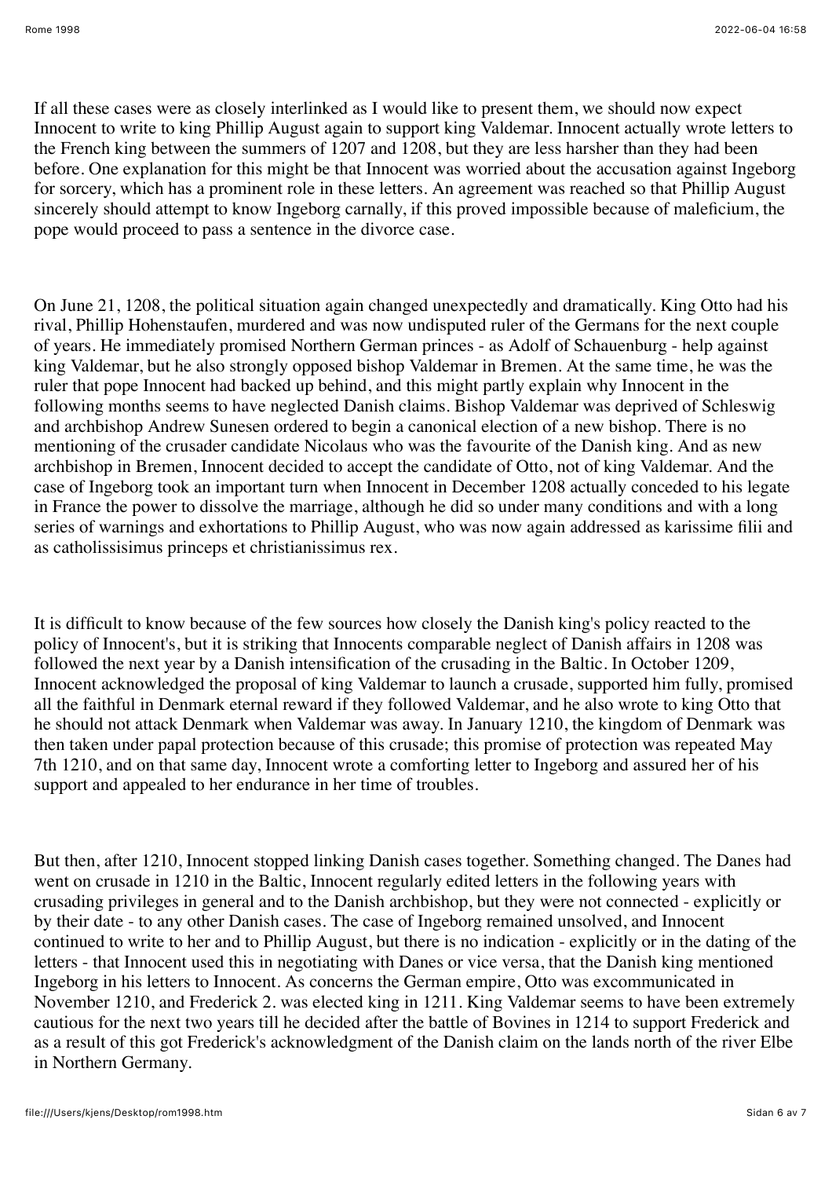If all these cases were as closely interlinked as I would like to present them, we should now expect Innocent to write to king Phillip August again to support king Valdemar. Innocent actually wrote letters to the French king between the summers of 1207 and 1208, but they are less harsher than they had been before. One explanation for this might be that Innocent was worried about the accusation against Ingeborg for sorcery, which has a prominent role in these letters. An agreement was reached so that Phillip August sincerely should attempt to know Ingeborg carnally, if this proved impossible because of maleficium, the pope would proceed to pass a sentence in the divorce case.

On June 21, 1208, the political situation again changed unexpectedly and dramatically. King Otto had his rival, Phillip Hohenstaufen, murdered and was now undisputed ruler of the Germans for the next couple of years. He immediately promised Northern German princes - as Adolf of Schauenburg - help against king Valdemar, but he also strongly opposed bishop Valdemar in Bremen. At the same time, he was the ruler that pope Innocent had backed up behind, and this might partly explain why Innocent in the following months seems to have neglected Danish claims. Bishop Valdemar was deprived of Schleswig and archbishop Andrew Sunesen ordered to begin a canonical election of a new bishop. There is no mentioning of the crusader candidate Nicolaus who was the favourite of the Danish king. And as new archbishop in Bremen, Innocent decided to accept the candidate of Otto, not of king Valdemar. And the case of Ingeborg took an important turn when Innocent in December 1208 actually conceded to his legate in France the power to dissolve the marriage, although he did so under many conditions and with a long series of warnings and exhortations to Phillip August, who was now again addressed as karissime filii and as catholissisimus princeps et christianissimus rex.

It is difficult to know because of the few sources how closely the Danish king's policy reacted to the policy of Innocent's, but it is striking that Innocents comparable neglect of Danish affairs in 1208 was followed the next year by a Danish intensification of the crusading in the Baltic. In October 1209, Innocent acknowledged the proposal of king Valdemar to launch a crusade, supported him fully, promised all the faithful in Denmark eternal reward if they followed Valdemar, and he also wrote to king Otto that he should not attack Denmark when Valdemar was away. In January 1210, the kingdom of Denmark was then taken under papal protection because of this crusade; this promise of protection was repeated May 7th 1210, and on that same day, Innocent wrote a comforting letter to Ingeborg and assured her of his support and appealed to her endurance in her time of troubles.

But then, after 1210, Innocent stopped linking Danish cases together. Something changed. The Danes had went on crusade in 1210 in the Baltic, Innocent regularly edited letters in the following years with crusading privileges in general and to the Danish archbishop, but they were not connected - explicitly or by their date - to any other Danish cases. The case of Ingeborg remained unsolved, and Innocent continued to write to her and to Phillip August, but there is no indication - explicitly or in the dating of the letters - that Innocent used this in negotiating with Danes or vice versa, that the Danish king mentioned Ingeborg in his letters to Innocent. As concerns the German empire, Otto was excommunicated in November 1210, and Frederick 2. was elected king in 1211. King Valdemar seems to have been extremely cautious for the next two years till he decided after the battle of Bovines in 1214 to support Frederick and as a result of this got Frederick's acknowledgment of the Danish claim on the lands north of the river Elbe in Northern Germany.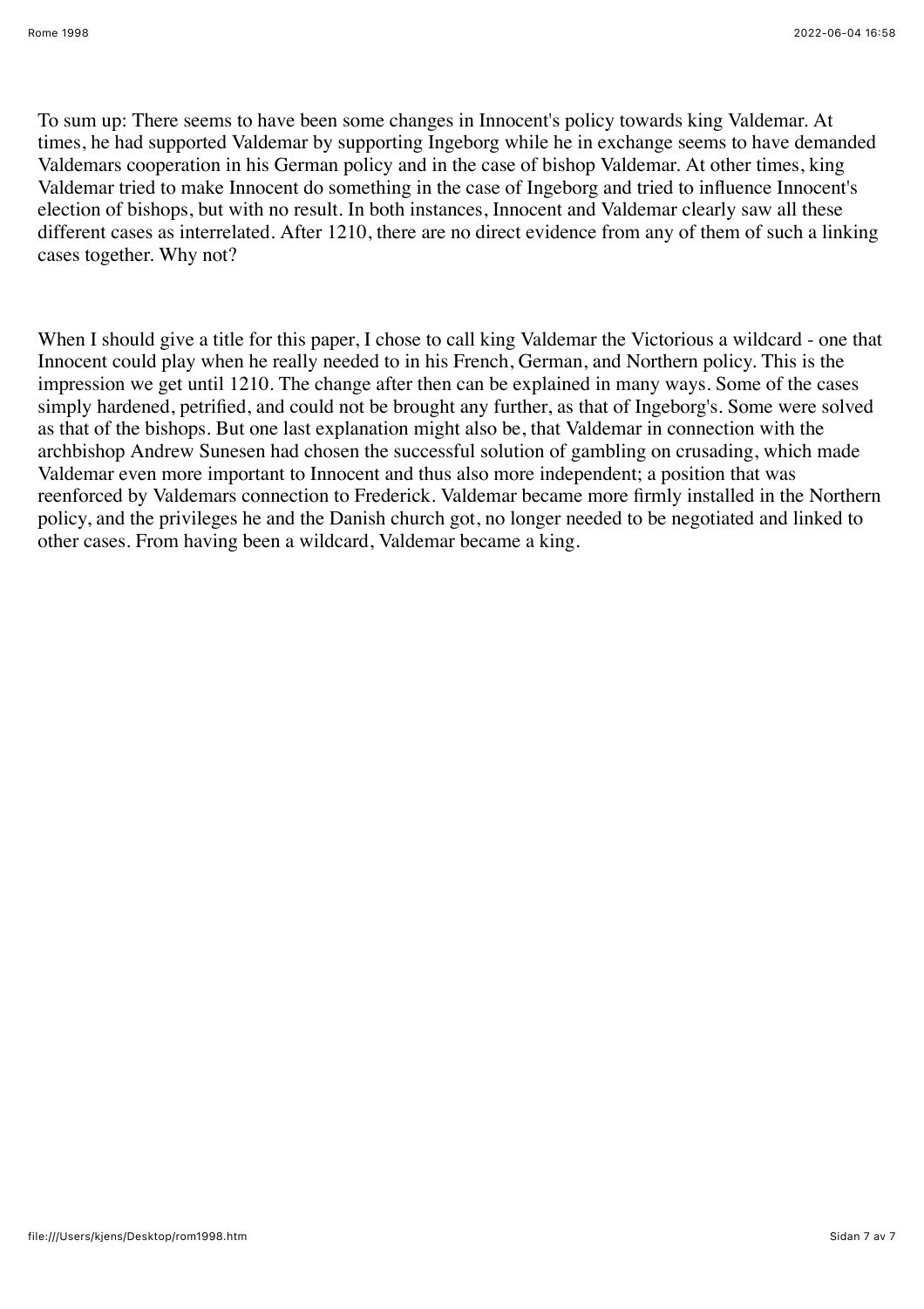To sum up: There seems to have been some changes in Innocent's policy towards king Valdemar. At times, he had supported Valdemar by supporting Ingeborg while he in exchange seems to have demanded Valdemars cooperation in his German policy and in the case of bishop Valdemar. At other times, king Valdemar tried to make Innocent do something in the case of Ingeborg and tried to influence Innocent's election of bishops, but with no result. In both instances, Innocent and Valdemar clearly saw all these different cases as interrelated. After 1210, there are no direct evidence from any of them of such a linking cases together. Why not?

When I should give a title for this paper, I chose to call king Valdemar the Victorious a wildcard - one that Innocent could play when he really needed to in his French, German, and Northern policy. This is the impression we get until 1210. The change after then can be explained in many ways. Some of the cases simply hardened, petrified, and could not be brought any further, as that of Ingeborg's. Some were solved as that of the bishops. But one last explanation might also be, that Valdemar in connection with the archbishop Andrew Sunesen had chosen the successful solution of gambling on crusading, which made Valdemar even more important to Innocent and thus also more independent; a position that was reenforced by Valdemars connection to Frederick. Valdemar became more firmly installed in the Northern policy, and the privileges he and the Danish church got, no longer needed to be negotiated and linked to other cases. From having been a wildcard, Valdemar became a king.